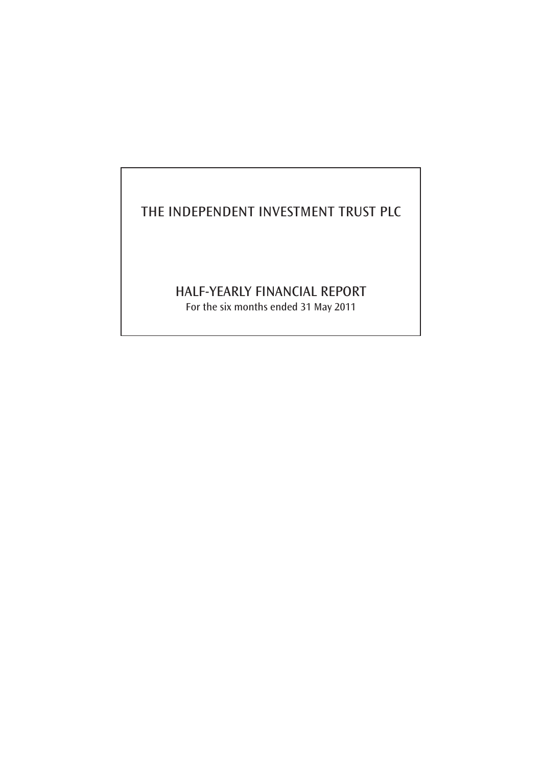# THE INDEPENDENT INVESTMENT TRUST PLC

## HALF-YEARLY FINANCIAL REPORT

For the six months ended 31 May 2011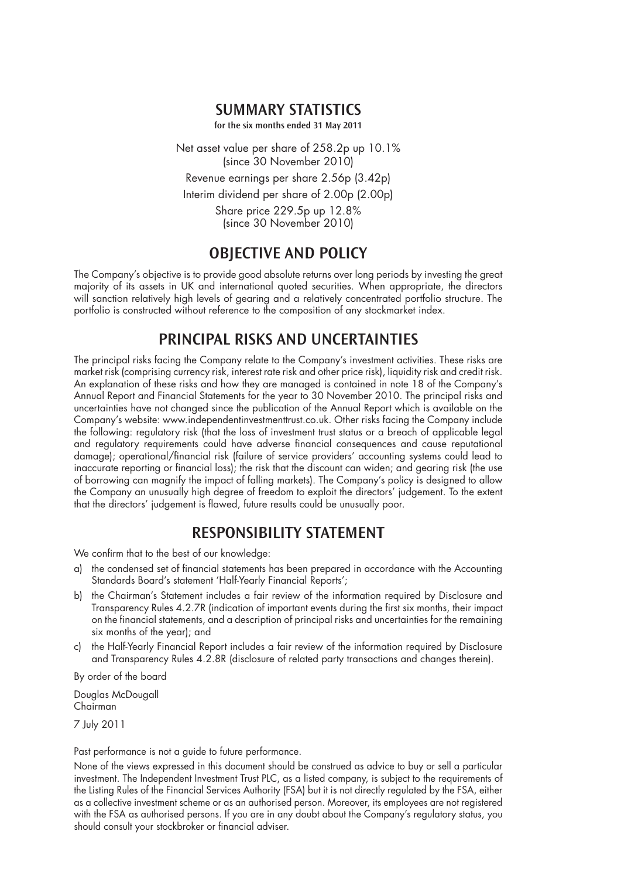## SUMMARY STATISTICS

for the six months ended 31 May 2011

Net asset value per share of 258.2p up 10.1%
(since 30 November 2010)

Revenue earnings per share 2.56p (3.42p)

Interim dividend per share of 2.00p (2.00p)

Share price 229.5p up 12.8%
(since 30 November 2010)

## OBJECTIVE AND POLICY

The Company's objective is to provide good absolute returns over long periods by investing the great majority of its assets in UK and international quoted securities. When appropriate, the directors will sanction relatively high levels of gearing and a relatively concentrated portfolio structure. The portfolio is constructed without reference to the composition of any stockmarket index.

## PRINCIPAL RISKS AND UNCERTAINTIES

The principal risks facing the Company relate to the Company's investment activities. These risks are market risk (comprising currency risk, interest rate risk and other price risk), liquidity risk and credit risk. An explanation of these risks and how they are managed is contained in note 18 of the Company's Annual Report and Financial Statements for the year to 30 November 2010. The principal risks and uncertainties have not changed since the publication of the Annual Report which is available on the Company's website: www.independentinvestmenttrust.co.uk. Other risks facing the Company include the following: regulatory risk (that the loss of investment trust status or a breach of applicable legal and regulatory requirements could have adverse financial consequences and cause reputational damage); operational/financial risk (failure of service providers' accounting systems could lead to inaccurate reporting or financial loss); the risk that the discount can widen; and gearing risk (the use of borrowing can magnify the impact of falling markets). The Company's policy is designed to allow the Company an unusually high degree of freedom to exploit the directors' judgement. To the extent that the directors' judgement is flawed, future results could be unusually poor.

## RESPONSIBILITY STATEMENT

We confirm that to the best of our knowledge:

a) the condensed set of financial statements has been prepared in accordance with the Accounting Standards Board's statement 'Half-Yearly Financial Reports';

b) the Chairman's Statement includes a fair review of the information required by Disclosure and Transparency Rules 4.2.7R (indication of important events during the first six months, their impact on the financial statements, and a description of principal risks and uncertainties for the remaining six months of the year); and

c) the Half-Yearly Financial Report includes a fair review of the information required by Disclosure and Transparency Rules 4.2.8R (disclosure of related party transactions and changes therein).

By order of the board

Douglas McDougall
Chairman

7 July 2011

Past performance is not a guide to future performance.

None of the views expressed in this document should be construed as advice to buy or sell a particular investment. The Independent Investment Trust PLC, as a listed company, is subject to the requirements of the Listing Rules of the Financial Services Authority (FSA) but it is not directly regulated by the FSA, either as a collective investment scheme or as an authorised person. Moreover, its employees are not registered with the FSA as authorised persons. If you are in any doubt about the Company's regulatory status, you should consult your stockbroker or financial adviser.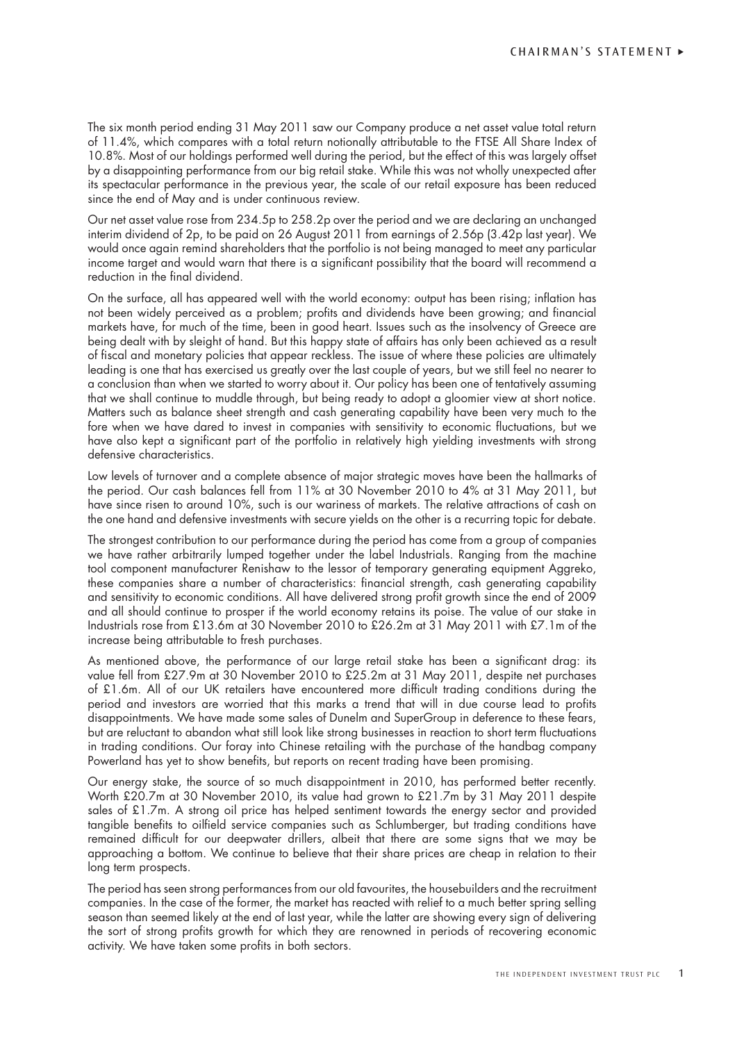The six month period ending 31 May 2011 saw our Company produce a net asset value total return of 11.4%, which compares with a total return notionally attributable to the FTSE All Share Index of 10.8%. Most of our holdings performed well during the period, but the effect of this was largely offset by a disappointing performance from our big retail stake. While this was not wholly unexpected after its spectacular performance in the previous year, the scale of our retail exposure has been reduced since the end of May and is under continuous review.

Our net asset value rose from 234.5p to 258.2p over the period and we are declaring an unchanged interim dividend of 2p, to be paid on 26 August 2011 from earnings of 2.56p (3.42p last year). We would once again remind shareholders that the portfolio is not being managed to meet any particular income target and would warn that there is a significant possibility that the board will recommend a reduction in the final dividend.

On the surface, all has appeared well with the world economy: output has been rising; inflation has not been widely perceived as a problem; profits and dividends have been growing; and financial markets have, for much of the time, been in good heart. Issues such as the insolvency of Greece are being dealt with by sleight of hand. But this happy state of affairs has only been achieved as a result of fiscal and monetary policies that appear reckless. The issue of where these policies are ultimately leading is one that has exercised us greatly over the last couple of years, but we still feel no nearer to a conclusion than when we started to worry about it. Our policy has been one of tentatively assuming that we shall continue to muddle through, but being ready to adopt a gloomier view at short notice. Matters such as balance sheet strength and cash generating capability have been very much to the fore when we have dared to invest in companies with sensitivity to economic fluctuations, but we have also kept a significant part of the portfolio in relatively high yielding investments with strong defensive characteristics.

Low levels of turnover and a complete absence of major strategic moves have been the hallmarks of the period. Our cash balances fell from 11% at 30 November 2010 to 4% at 31 May 2011, but have since risen to around 10%, such is our wariness of markets. The relative attractions of cash on the one hand and defensive investments with secure yields on the other is a recurring topic for debate.

The strongest contribution to our performance during the period has come from a group of companies we have rather arbitrarily lumped together under the label Industrials. Ranging from the machine tool component manufacturer Renishaw to the lessor of temporary generating equipment Aggreko, these companies share a number of characteristics: financial strength, cash generating capability and sensitivity to economic conditions. All have delivered strong profit growth since the end of 2009 and all should continue to prosper if the world economy retains its poise. The value of our stake in Industrials rose from £13.6m at 30 November 2010 to £26.2m at 31 May 2011 with £7.1m of the increase being attributable to fresh purchases.

As mentioned above, the performance of our large retail stake has been a significant drag: its value fell from £27.9m at 30 November 2010 to £25.2m at 31 May 2011, despite net purchases of £1.6m. All of our UK retailers have encountered more difficult trading conditions during the period and investors are worried that this marks a trend that will in due course lead to profits disappointments. We have made some sales of Dunelm and SuperGroup in deference to these fears, but are reluctant to abandon what still look like strong businesses in reaction to short term fluctuations in trading conditions. Our foray into Chinese retailing with the purchase of the handbag company Powerland has yet to show benefits, but reports on recent trading have been promising.

Our energy stake, the source of so much disappointment in 2010, has performed better recently. Worth £20.7m at 30 November 2010, its value had grown to £21.7m by 31 May 2011 despite sales of £1.7m. A strong oil price has helped sentiment towards the energy sector and provided tangible benefits to oilfield service companies such as Schlumberger, but trading conditions have remained difficult for our deepwater drillers, albeit that there are some signs that we may be approaching a bottom. We continue to believe that their share prices are cheap in relation to their long term prospects.

The period has seen strong performances from our old favourites, the housebuilders and the recruitment companies. In the case of the former, the market has reacted with relief to a much better spring selling season than seemed likely at the end of last year, while the latter are showing every sign of delivering the sort of strong profits growth for which they are renowned in periods of recovering economic activity. We have taken some profits in both sectors.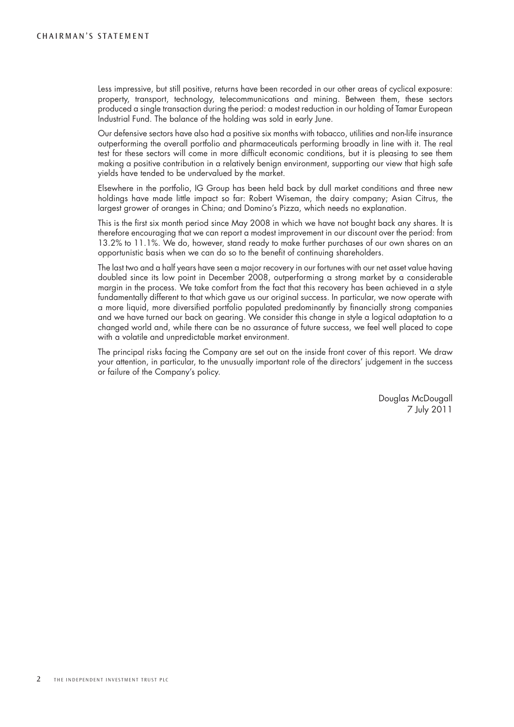Less impressive, but still positive, returns have been recorded in our other areas of cyclical exposure: property, transport, technology, telecommunications and mining. Between them, these sectors produced a single transaction during the period: a modest reduction in our holding of Tamar European Industrial Fund. The balance of the holding was sold in early June.

Our defensive sectors have also had a positive six months with tobacco, utilities and non-life insurance outperforming the overall portfolio and pharmaceuticals performing broadly in line with it. The real test for these sectors will come in more difficult economic conditions, but it is pleasing to see them making a positive contribution in a relatively benign environment, supporting our view that high safe yields have tended to be undervalued by the market.

Elsewhere in the portfolio, IG Group has been held back by dull market conditions and three new holdings have made little impact so far: Robert Wiseman, the dairy company; Asian Citrus, the largest grower of oranges in China; and Domino's Pizza, which needs no explanation.

This is the first six month period since May 2008 in which we have not bought back any shares. It is therefore encouraging that we can report a modest improvement in our discount over the period: from 13.2% to 11.1%. We do, however, stand ready to make further purchases of our own shares on an opportunistic basis when we can do so to the benefit of continuing shareholders.

The last two and a half years have seen a major recovery in our fortunes with our net asset value having doubled since its low point in December 2008, outperforming a strong market by a considerable margin in the process. We take comfort from the fact that this recovery has been achieved in a style fundamentally different to that which gave us our original success. In particular, we now operate with a more liquid, more diversified portfolio populated predominantly by financially strong companies and we have turned our back on gearing. We consider this change in style a logical adaptation to a changed world and, while there can be no assurance of future success, we feel well placed to cope with a volatile and unpredictable market environment.

The principal risks facing the Company are set out on the inside front cover of this report. We draw your attention, in particular, to the unusually important role of the directors' judgement in the success or failure of the Company's policy.

Douglas McDougall
7 July 2011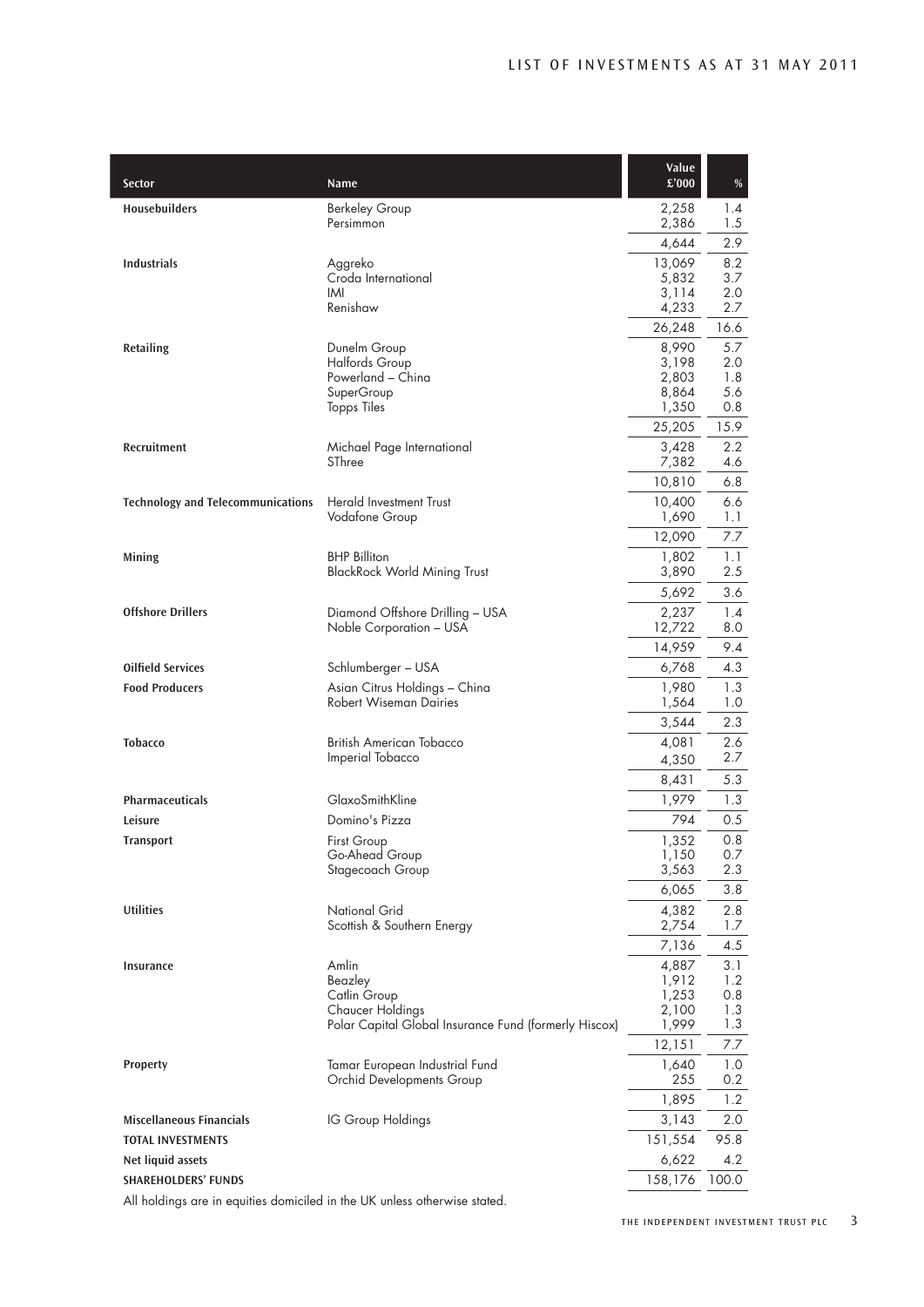# LIST OF INVESTMENTS AS AT 31 MAY 2011

| Sector | Name | Value £'000 | % |
|---|---|---|---|
| **Housebuilders** | Berkeley Group | 2,258 | 1.4 |
| | Persimmon | 2,386 | 1.5 |
| | | 4,644 | 2.9 |
| **Industrials** | Aggreko | 13,069 | 8.2 |
| | Croda International | 5,832 | 3.7 |
| | IMI | 3,114 | 2.0 |
| | Renishaw | 4,233 | 2.7 |
| | | 26,248 | 16.6 |
| **Retailing** | Dunelm Group | 8,990 | 5.7 |
| | Halfords Group | 3,198 | 2.0 |
| | Powerland – China | 2,803 | 1.8 |
| | SuperGroup | 8,864 | 5.6 |
| | Topps Tiles | 1,350 | 0.8 |
| | | 25,205 | 15.9 |
| **Recruitment** | Michael Page International | 3,428 | 2.2 |
| | SThree | 7,382 | 4.6 |
| | | 10,810 | 6.8 |
| **Technology and Telecommunications** | Herald Investment Trust | 10,400 | 6.6 |
| | Vodafone Group | 1,690 | 1.1 |
| | | 12,090 | 7.7 |
| **Mining** | BHP Billiton | 1,802 | 1.1 |
| | BlackRock World Mining Trust | 3,890 | 2.5 |
| | | 5,692 | 3.6 |
| **Offshore Drillers** | Diamond Offshore Drilling – USA | 2,237 | 1.4 |
| | Noble Corporation – USA | 12,722 | 8.0 |
| | | 14,959 | 9.4 |
| **Oilfield Services** | Schlumberger – USA | 6,768 | 4.3 |
| **Food Producers** | Asian Citrus Holdings – China | 1,980 | 1.3 |
| | Robert Wiseman Dairies | 1,564 | 1.0 |
| | | 3,544 | 2.3 |
| **Tobacco** | British American Tobacco | 4,081 | 2.6 |
| | Imperial Tobacco | 4,350 | 2.7 |
| | | 8,431 | 5.3 |
| **Pharmaceuticals** | GlaxoSmithKline | 1,979 | 1.3 |
| **Leisure** | Domino's Pizza | 794 | 0.5 |
| **Transport** | First Group | 1,352 | 0.8 |
| | Go-Ahead Group | 1,150 | 0.7 |
| | Stagecoach Group | 3,563 | 2.3 |
| | | 6,065 | 3.8 |
| **Utilities** | National Grid | 4,382 | 2.8 |
| | Scottish & Southern Energy | 2,754 | 1.7 |
| | | 7,136 | 4.5 |
| **Insurance** | Amlin | 4,887 | 3.1 |
| | Beazley | 1,912 | 1.2 |
| | Catlin Group | 1,253 | 0.8 |
| | Chaucer Holdings | 2,100 | 1.3 |
| | Polar Capital Global Insurance Fund (formerly Hiscox) | 1,999 | 1.3 |
| | | 12,151 | 7.7 |
| **Property** | Tamar European Industrial Fund | 1,640 | 1.0 |
| | Orchid Developments Group | 255 | 0.2 |
| | | 1,895 | 1.2 |
| **Miscellaneous Financials** | IG Group Holdings | 3,143 | 2.0 |
| **TOTAL INVESTMENTS** | | 151,554 | 95.8 |
| **Net liquid assets** | | 6,622 | 4.2 |
| **SHAREHOLDERS' FUNDS** | | 158,176 | 100.0 |

All holdings are in equities domiciled in the UK unless otherwise stated.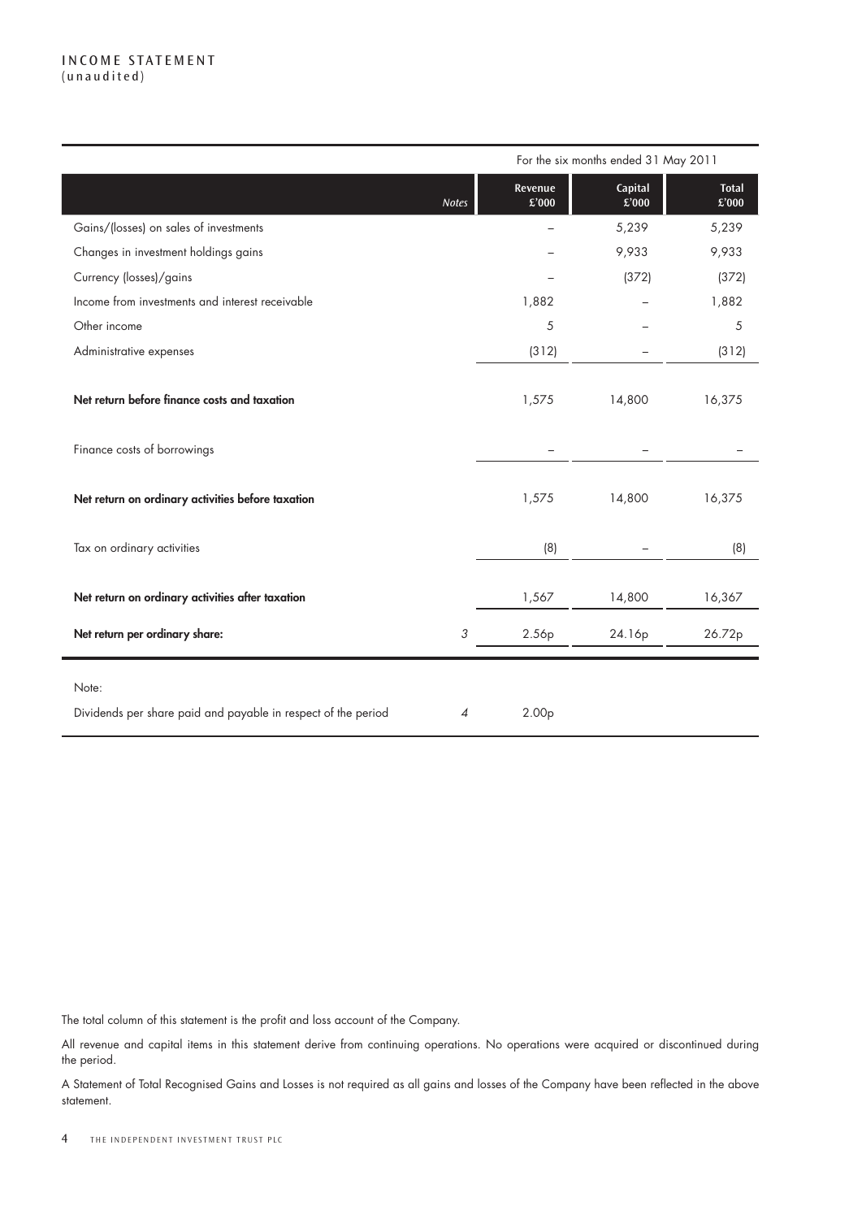# INCOME STATEMENT
(unaudited)

| | | For the six months ended 31 May 2011 | | |
|---|---|---|---|---|
| | *Notes* | **Revenue £'000** | **Capital £'000** | **Total £'000** |
| Gains/(losses) on sales of investments | | – | 5,239 | 5,239 |
| Changes in investment holdings gains | | – | 9,933 | 9,933 |
| Currency (losses)/gains | | – | (372) | (372) |
| Income from investments and interest receivable | | 1,882 | – | 1,882 |
| Other income | | 5 | – | 5 |
| Administrative expenses | | (312) | – | (312) |
| **Net return before finance costs and taxation** | | 1,575 | 14,800 | 16,375 |
| Finance costs of borrowings | | – | – | – |
| **Net return on ordinary activities before taxation** | | 1,575 | 14,800 | 16,375 |
| Tax on ordinary activities | | (8) | – | (8) |
| **Net return on ordinary activities after taxation** | | 1,567 | 14,800 | 16,367 |
| **Net return per ordinary share:** | 3 | 2.56p | 24.16p | 26.72p |
| Note: | | | | |
| Dividends per share paid and payable in respect of the period | 4 | 2.00p | | |

The total column of this statement is the profit and loss account of the Company.

All revenue and capital items in this statement derive from continuing operations. No operations were acquired or discontinued during the period.

A Statement of Total Recognised Gains and Losses is not required as all gains and losses of the Company have been reflected in the above statement.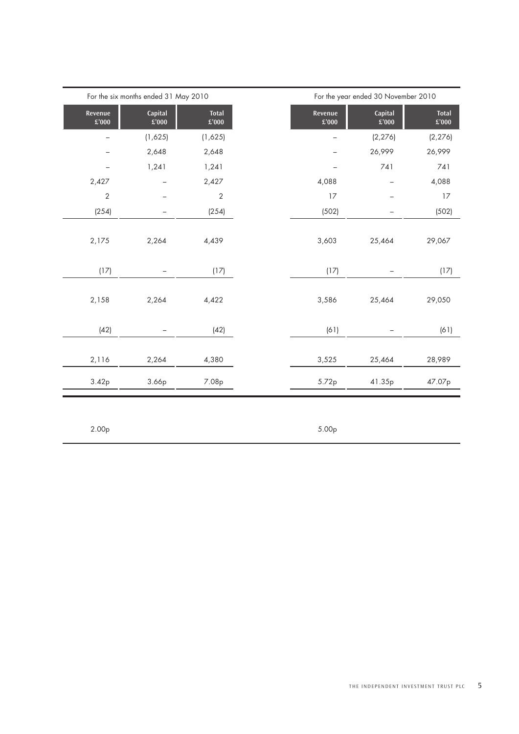| For the six months ended 31 May 2010 | | | For the year ended 30 November 2010 | | |
|---|---|---|---|---|---|
| Revenue £'000 | Capital £'000 | Total £'000 | Revenue £'000 | Capital £'000 | Total £'000 |
| – | (1,625) | (1,625) | – | (2,276) | (2,276) |
| – | 2,648 | 2,648 | – | 26,999 | 26,999 |
| – | 1,241 | 1,241 | – | 741 | 741 |
| 2,427 | – | 2,427 | 4,088 | – | 4,088 |
| 2 | – | 2 | 17 | – | 17 |
| (254) | – | (254) | (502) | – | (502) |
| 2,175 | 2,264 | 4,439 | 3,603 | 25,464 | 29,067 |
| (17) | – | (17) | (17) | – | (17) |
| 2,158 | 2,264 | 4,422 | 3,586 | 25,464 | 29,050 |
| (42) | – | (42) | (61) | – | (61) |
| 2,116 | 2,264 | 4,380 | 3,525 | 25,464 | 28,989 |
| 3.42p | 3.66p | 7.08p | 5.72p | 41.35p | 47.07p |
| 2.00p | | | 5.00p | | |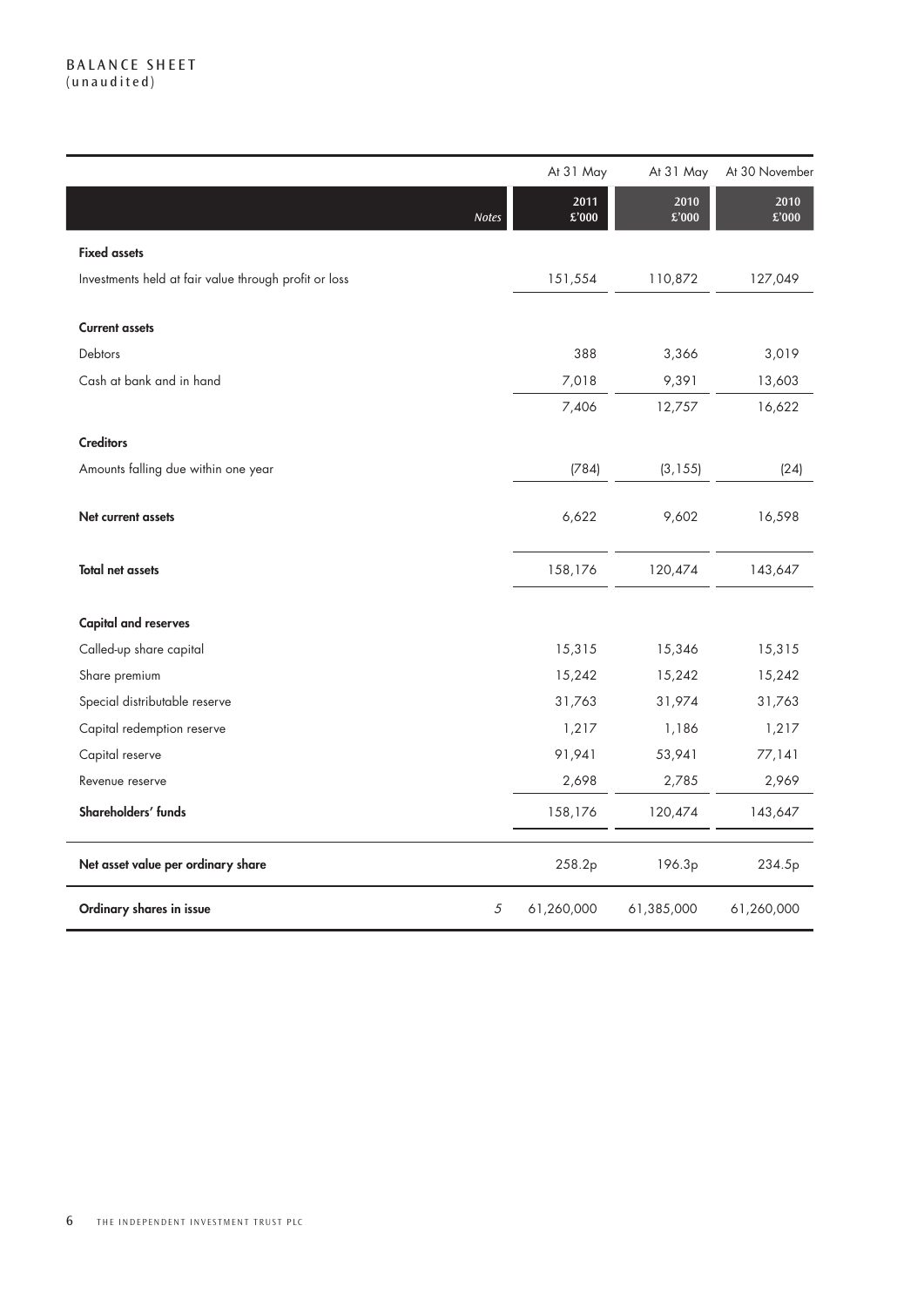# BALANCE SHEET
(unaudited)

| | Notes | At 31 May 2011 £'000 | At 31 May 2010 £'000 | At 30 November 2010 £'000 |
|---|---|---|---|---|
| **Fixed assets** | | | | |
| Investments held at fair value through profit or loss | | 151,554 | 110,872 | 127,049 |
| **Current assets** | | | | |
| Debtors | | 388 | 3,366 | 3,019 |
| Cash at bank and in hand | | 7,018 | 9,391 | 13,603 |
| | | 7,406 | 12,757 | 16,622 |
| **Creditors** | | | | |
| Amounts falling due within one year | | (784) | (3,155) | (24) |
| **Net current assets** | | 6,622 | 9,602 | 16,598 |
| **Total net assets** | | 158,176 | 120,474 | 143,647 |
| **Capital and reserves** | | | | |
| Called-up share capital | | 15,315 | 15,346 | 15,315 |
| Share premium | | 15,242 | 15,242 | 15,242 |
| Special distributable reserve | | 31,763 | 31,974 | 31,763 |
| Capital redemption reserve | | 1,217 | 1,186 | 1,217 |
| Capital reserve | | 91,941 | 53,941 | 77,141 |
| Revenue reserve | | 2,698 | 2,785 | 2,969 |
| **Shareholders' funds** | | 158,176 | 120,474 | 143,647 |
| **Net asset value per ordinary share** | | 258.2p | 196.3p | 234.5p |
| **Ordinary shares in issue** | 5 | 61,260,000 | 61,385,000 | 61,260,000 |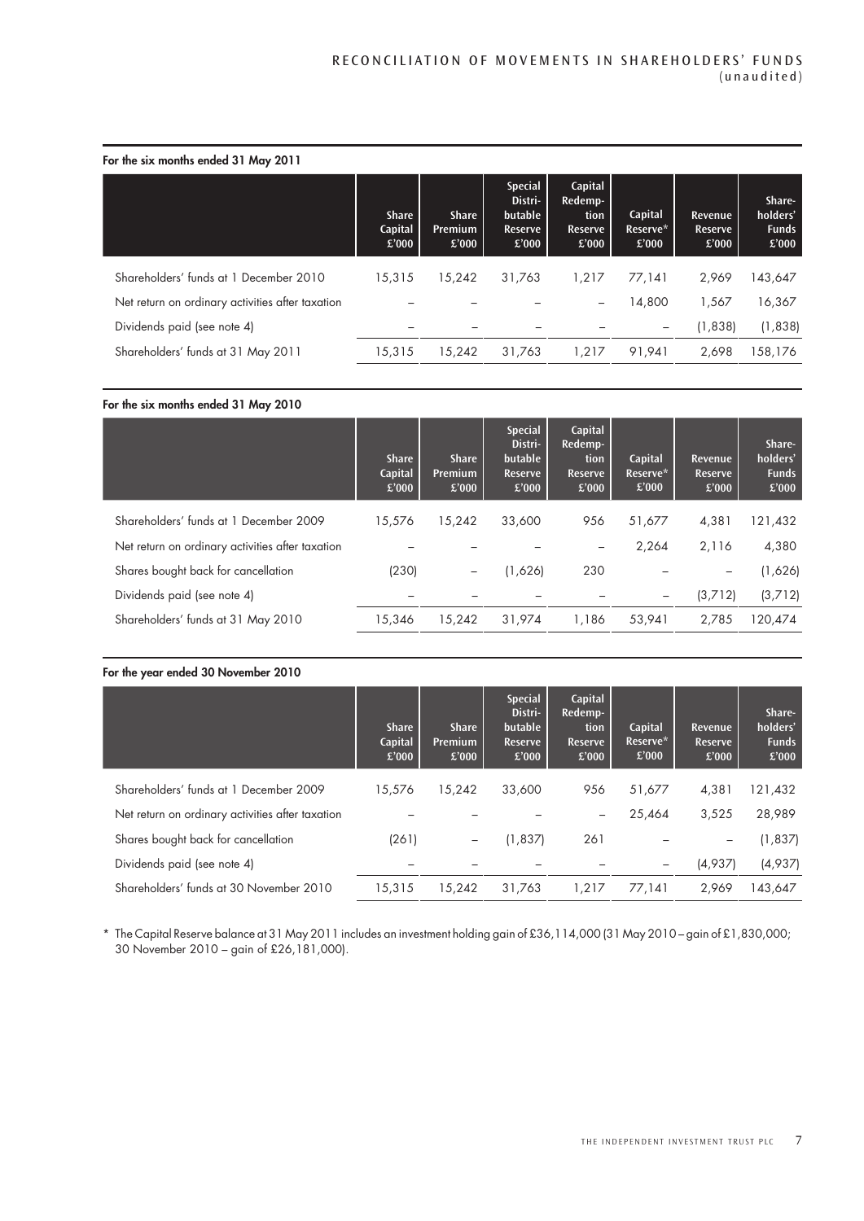# RECONCILIATION OF MOVEMENTS IN SHAREHOLDERS' FUNDS (unaudited)

**For the six months ended 31 May 2011**

| | Share Capital £'000 | Share Premium £'000 | Special Distributable Reserve £'000 | Capital Redemption Reserve £'000 | Capital Reserve* £'000 | Revenue Reserve £'000 | Shareholders' Funds £'000 |
|---|---|---|---|---|---|---|---|
| Shareholders' funds at 1 December 2010 | 15,315 | 15,242 | 31,763 | 1,217 | 77,141 | 2,969 | 143,647 |
| Net return on ordinary activities after taxation | – | – | – | – | 14,800 | 1,567 | 16,367 |
| Dividends paid (see note 4) | – | – | – | – | – | (1,838) | (1,838) |
| Shareholders' funds at 31 May 2011 | 15,315 | 15,242 | 31,763 | 1,217 | 91,941 | 2,698 | 158,176 |

**For the six months ended 31 May 2010**

| | Share Capital £'000 | Share Premium £'000 | Special Distributable Reserve £'000 | Capital Redemption Reserve £'000 | Capital Reserve* £'000 | Revenue Reserve £'000 | Shareholders' Funds £'000 |
|---|---|---|---|---|---|---|---|
| Shareholders' funds at 1 December 2009 | 15,576 | 15,242 | 33,600 | 956 | 51,677 | 4,381 | 121,432 |
| Net return on ordinary activities after taxation | – | – | – | – | 2,264 | 2,116 | 4,380 |
| Shares bought back for cancellation | (230) | – | (1,626) | 230 | – | – | (1,626) |
| Dividends paid (see note 4) | – | – | – | – | – | (3,712) | (3,712) |
| Shareholders' funds at 31 May 2010 | 15,346 | 15,242 | 31,974 | 1,186 | 53,941 | 2,785 | 120,474 |

**For the year ended 30 November 2010**

| | Share Capital £'000 | Share Premium £'000 | Special Distributable Reserve £'000 | Capital Redemption Reserve £'000 | Capital Reserve* £'000 | Revenue Reserve £'000 | Shareholders' Funds £'000 |
|---|---|---|---|---|---|---|---|
| Shareholders' funds at 1 December 2009 | 15,576 | 15,242 | 33,600 | 956 | 51,677 | 4,381 | 121,432 |
| Net return on ordinary activities after taxation | – | – | – | – | 25,464 | 3,525 | 28,989 |
| Shares bought back for cancellation | (261) | – | (1,837) | 261 | – | – | (1,837) |
| Dividends paid (see note 4) | – | – | – | – | – | (4,937) | (4,937) |
| Shareholders' funds at 30 November 2010 | 15,315 | 15,242 | 31,763 | 1,217 | 77,141 | 2,969 | 143,647 |

\* The Capital Reserve balance at 31 May 2011 includes an investment holding gain of £36,114,000 (31 May 2010 – gain of £1,830,000; 30 November 2010 – gain of £26,181,000).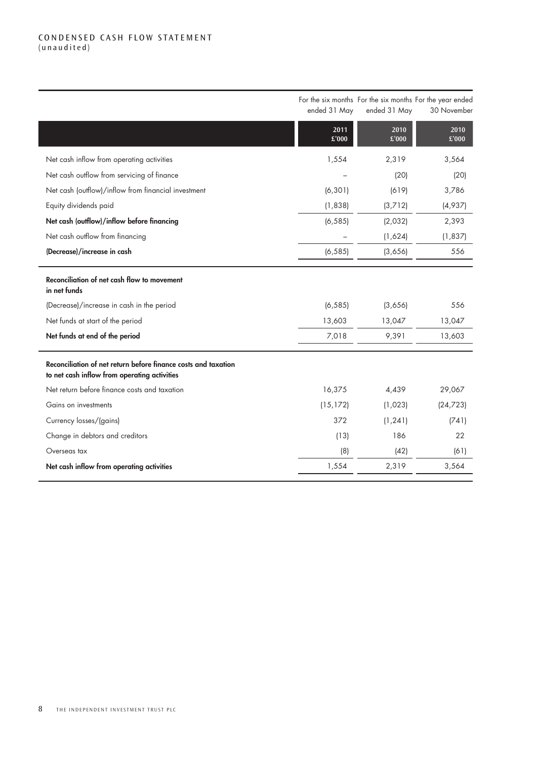## CONDENSED CASH FLOW STATEMENT
(unaudited)

| | For the six months ended 31 May 2011 £'000 | For the six months ended 31 May 2010 £'000 | For the year ended 30 November 2010 £'000 |
|---|---|---|---|
| Net cash inflow from operating activities | 1,554 | 2,319 | 3,564 |
| Net cash outflow from servicing of finance | – | (20) | (20) |
| Net cash (outflow)/inflow from financial investment | (6,301) | (619) | 3,786 |
| Equity dividends paid | (1,838) | (3,712) | (4,937) |
| **Net cash (outflow)/inflow before financing** | (6,585) | (2,032) | 2,393 |
| Net cash outflow from financing | – | (1,624) | (1,837) |
| **(Decrease)/increase in cash** | (6,585) | (3,656) | 556 |
| **Reconciliation of net cash flow to movement in net funds** | | | |
| (Decrease)/increase in cash in the period | (6,585) | (3,656) | 556 |
| Net funds at start of the period | 13,603 | 13,047 | 13,047 |
| **Net funds at end of the period** | 7,018 | 9,391 | 13,603 |
| **Reconciliation of net return before finance costs and taxation to net cash inflow from operating activities** | | | |
| Net return before finance costs and taxation | 16,375 | 4,439 | 29,067 |
| Gains on investments | (15,172) | (1,023) | (24,723) |
| Currency losses/(gains) | 372 | (1,241) | (741) |
| Change in debtors and creditors | (13) | 186 | 22 |
| Overseas tax | (8) | (42) | (61) |
| **Net cash inflow from operating activities** | 1,554 | 2,319 | 3,564 |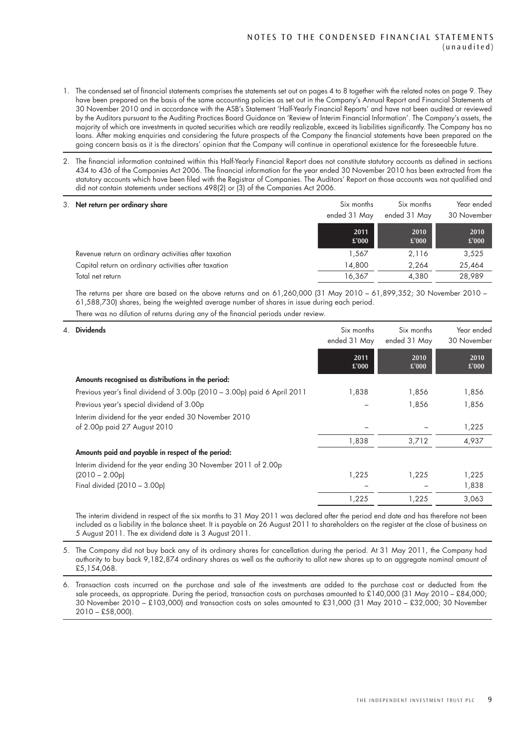# NOTES TO THE CONDENSED FINANCIAL STATEMENTS (unaudited)

1. The condensed set of financial statements comprises the statements set out on pages 4 to 8 together with the related notes on page 9. They have been prepared on the basis of the same accounting policies as set out in the Company's Annual Report and Financial Statements at 30 November 2010 and in accordance with the ASB's Statement 'Half-Yearly Financial Reports' and have not been audited or reviewed by the Auditors pursuant to the Auditing Practices Board Guidance on 'Review of Interim Financial Information'. The Company's assets, the majority of which are investments in quoted securities which are readily realizable, exceed its liabilities significantly. The Company has no loans. After making enquiries and considering the future prospects of the Company the financial statements have been prepared on the going concern basis as it is the directors' opinion that the Company will continue in operational existence for the foreseeable future.

2. The financial information contained within this Half-Yearly Financial Report does not constitute statutory accounts as defined in sections 434 to 436 of the Companies Act 2006. The financial information for the year ended 30 November 2010 has been extracted from the statutory accounts which have been filed with the Registrar of Companies. The Auditors' Report on those accounts was not qualified and did not contain statements under sections 498(2) or (3) of the Companies Act 2006.

3. **Net return per ordinary share**

| | Six months ended 31 May 2011 £'000 | Six months ended 31 May 2010 £'000 | Year ended 30 November 2010 £'000 |
|---|---|---|---|
| Revenue return on ordinary activities after taxation | 1,567 | 2,116 | 3,525 |
| Capital return on ordinary activities after taxation | 14,800 | 2,264 | 25,464 |
| Total net return | 16,367 | 4,380 | 28,989 |

The returns per share are based on the above returns and on 61,260,000 (31 May 2010 – 61,899,352; 30 November 2010 – 61,588,730) shares, being the weighted average number of shares in issue during each period.

There was no dilution of returns during any of the financial periods under review.

4. **Dividends**

| | Six months ended 31 May 2011 £'000 | Six months ended 31 May 2010 £'000 | Year ended 30 November 2010 £'000 |
|---|---|---|---|
| **Amounts recognised as distributions in the period:** | | | |
| Previous year's final dividend of 3.00p (2010 – 3.00p) paid 6 April 2011 | 1,838 | 1,856 | 1,856 |
| Previous year's special dividend of 3.00p | – | 1,856 | 1,856 |
| Interim dividend for the year ended 30 November 2010 of 2.00p paid 27 August 2010 | – | – | 1,225 |
| | 1,838 | 3,712 | 4,937 |
| **Amounts paid and payable in respect of the period:** | | | |
| Interim dividend for the year ending 30 November 2011 of 2.00p (2010 – 2.00p) | 1,225 | 1,225 | 1,225 |
| Final divided (2010 – 3.00p) | – | – | 1,838 |
| | 1,225 | 1,225 | 3,063 |

The interim dividend in respect of the six months to 31 May 2011 was declared after the period end date and has therefore not been included as a liability in the balance sheet. It is payable on 26 August 2011 to shareholders on the register at the close of business on 5 August 2011. The ex dividend date is 3 August 2011.

5. The Company did not buy back any of its ordinary shares for cancellation during the period. At 31 May 2011, the Company had authority to buy back 9,182,874 ordinary shares as well as the authority to allot new shares up to an aggregate nominal amount of £5,154,068.

6. Transaction costs incurred on the purchase and sale of the investments are added to the purchase cost or deducted from the sale proceeds, as appropriate. During the period, transaction costs on purchases amounted to £140,000 (31 May 2010 – £84,000; 30 November 2010 – £103,000) and transaction costs on sales amounted to £31,000 (31 May 2010 – £32,000; 30 November 2010 – £58,000).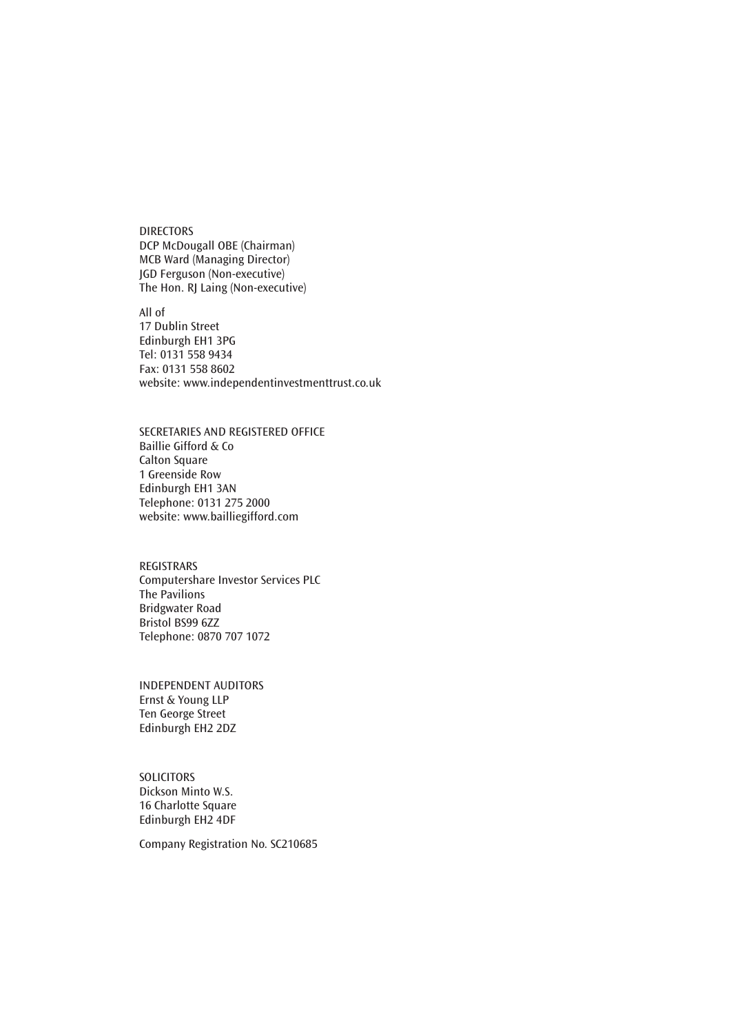DIRECTORS
DCP McDougall OBE (Chairman)
MCB Ward (Managing Director)
JGD Ferguson (Non-executive)
The Hon. RJ Laing (Non-executive)

All of
17 Dublin Street
Edinburgh EH1 3PG
Tel: 0131 558 9434
Fax: 0131 558 8602
website: www.independentinvestmenttrust.co.uk

SECRETARIES AND REGISTERED OFFICE
Baillie Gifford & Co
Calton Square
1 Greenside Row
Edinburgh EH1 3AN
Telephone: 0131 275 2000
website: www.bailliegifford.com

REGISTRARS
Computershare Investor Services PLC
The Pavilions
Bridgwater Road
Bristol BS99 6ZZ
Telephone: 0870 707 1072

INDEPENDENT AUDITORS
Ernst & Young LLP
Ten George Street
Edinburgh EH2 2DZ

SOLICITORS
Dickson Minto W.S.
16 Charlotte Square
Edinburgh EH2 4DF

Company Registration No. SC210685